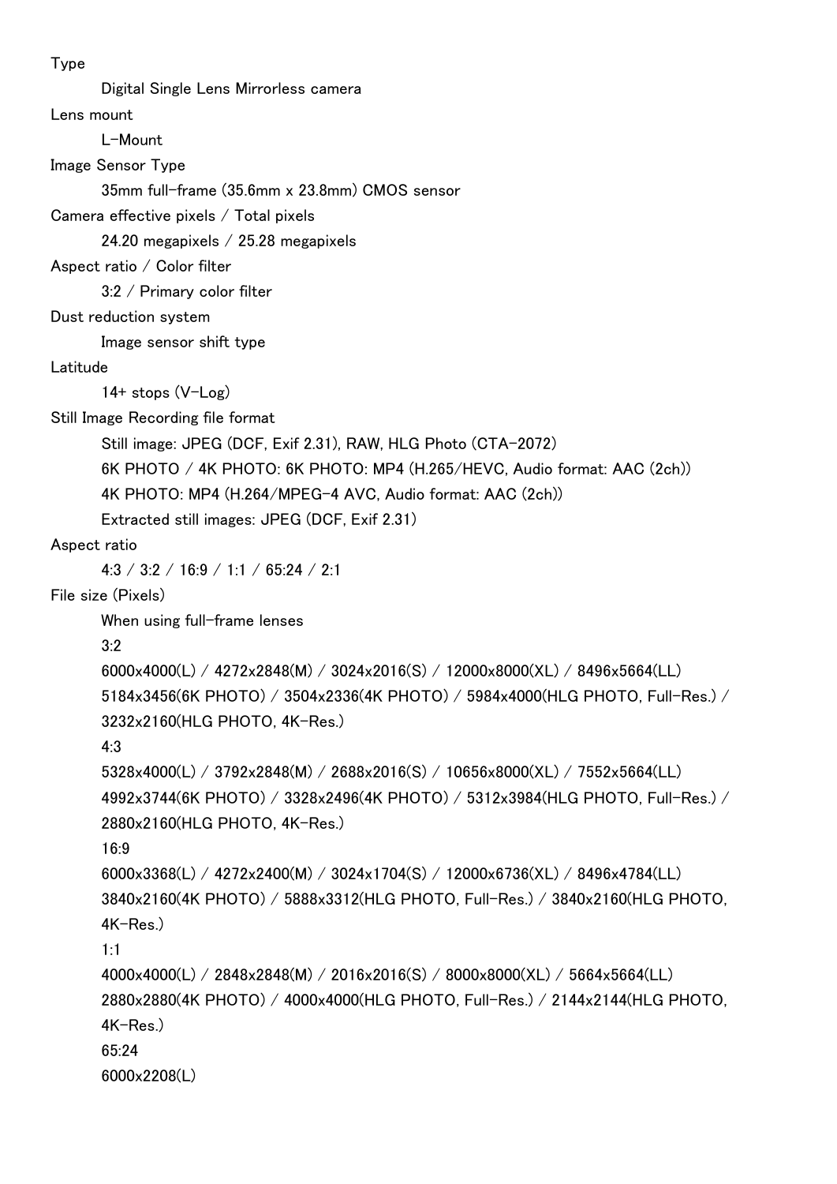Type

Digital Single Lens Mirrorless camera

Lens mount

L-Mount

Image Sensor Type

35mm full-frame (35.6mm x 23.8mm) CMOS sensor

Camera effective pixels / Total pixels

24.20 megapixels / 25.28 megapixels

Aspect ratio / Color filter

3:2 / Primary color filter

Dust reduction system

Image sensor shift type

Latitude

14+ stops (V-Log)

Still Image Recording file format

Still image: JPEG (DCF, Exif 2.31), RAW, HLG Photo (CTA-2072)

6K PHOTO / 4K PHOTO: 6K PHOTO: MP4 (H.265/HEVC, Audio format: AAC (2ch))

4K PHOTO: MP4 (H.264/MPEG-4 AVC, Audio format: AAC (2ch))

Extracted still images: JPEG (DCF, Exif 2.31)

Aspect ratio

4:3 / 3:2 / 16:9 / 1:1 / 65:24 / 2:1

File size (Pixels)

When using full-frame lenses

3:2

6000x4000(L) / 4272x2848(M) / 3024x2016(S) / 12000x8000(XL) / 8496x5664(LL)

5184x3456(6K PHOTO) / 3504x2336(4K PHOTO) / 5984x4000(HLG PHOTO, Full-Res.) / 3232x2160(HLG PHOTO, 4K-Res.)

4:3

5328x4000(L) / 3792x2848(M) / 2688x2016(S) / 10656x8000(XL) / 7552x5664(LL)

4992x3744(6K PHOTO) / 3328x2496(4K PHOTO) / 5312x3984(HLG PHOTO, Full-Res.) / 2880x2160(HLG PHOTO, 4K-Res.)

16:9

6000x3368(L) / 4272x2400(M) / 3024x1704(S) / 12000x6736(XL) / 8496x4784(LL)

3840x2160(4K PHOTO) / 5888x3312(HLG PHOTO, Full-Res.) / 3840x2160(HLG PHOTO, 4K-Res.)

1:1

4000x4000(L) / 2848x2848(M) / 2016x2016(S) / 8000x8000(XL) / 5664x5664(LL)

2880x2880(4K PHOTO) / 4000x4000(HLG PHOTO, Full-Res.) / 2144x2144(HLG PHOTO, 4K-Res.)

65:24

6000x2208(L)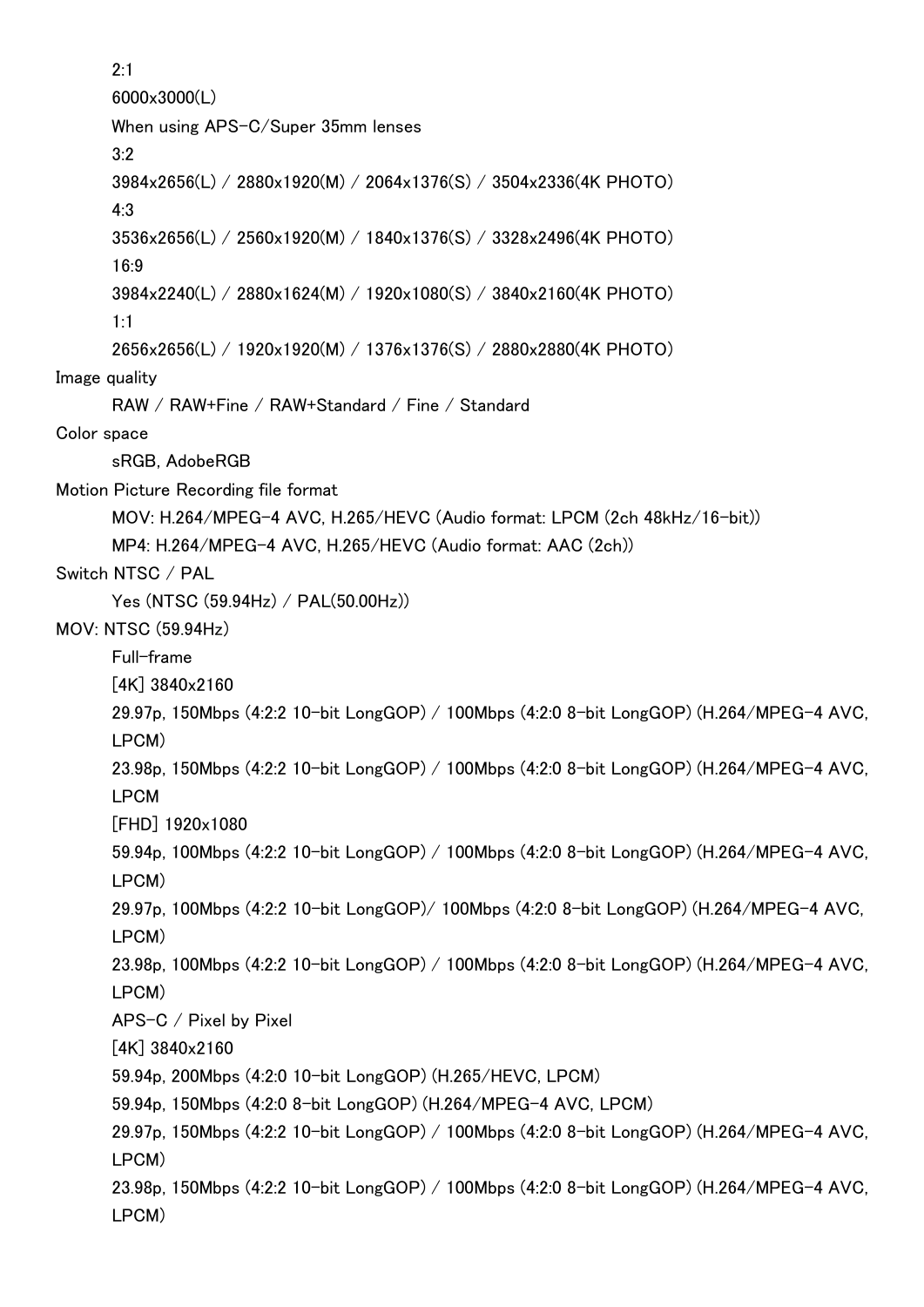2:1

6000x3000(L)

When using APS-C/Super 35mm lenses

3:2

3984x2656(L) / 2880x1920(M) / 2064x1376(S) / 3504x2336(4K PHOTO)

4:3

3536x2656(L) / 2560x1920(M) / 1840x1376(S) / 3328x2496(4K PHOTO)

16:9

3984x2240(L) / 2880x1624(M) / 1920x1080(S) / 3840x2160(4K PHOTO)

1:1

2656x2656(L) / 1920x1920(M) / 1376x1376(S) / 2880x2880(4K PHOTO)

Image quality

RAW / RAW+Fine / RAW+Standard / Fine / Standard

Color space

sRGB, AdobeRGB

Motion Picture Recording file format

MOV: H.264/MPEG-4 AVC, H.265/HEVC (Audio format: LPCM (2ch 48kHz/16-bit))

MP4: H.264/MPEG-4 AVC, H.265/HEVC (Audio format: AAC (2ch))

Switch NTSC / PAL

Yes (NTSC (59.94Hz) / PAL(50.00Hz))

MOV: NTSC (59.94Hz)

Full-frame

[4K] 3840x2160

29.97p, 150Mbps (4:2:2 10-bit LongGOP) / 100Mbps (4:2:0 8-bit LongGOP) (H.264/MPEG-4 AVC, LPCM)

23.98p, 150Mbps (4:2:2 10-bit LongGOP) / 100Mbps (4:2:0 8-bit LongGOP) (H.264/MPEG-4 AVC, LPCM

[FHD] 1920x1080

59.94p, 100Mbps (4:2:2 10-bit LongGOP) / 100Mbps (4:2:0 8-bit LongGOP) (H.264/MPEG-4 AVC, LPCM)

29.97p, 100Mbps (4:2:2 10-bit LongGOP)/ 100Mbps (4:2:0 8-bit LongGOP) (H.264/MPEG-4 AVC, LPCM)

23.98p, 100Mbps (4:2:2 10-bit LongGOP) / 100Mbps (4:2:0 8-bit LongGOP) (H.264/MPEG-4 AVC, LPCM)

APS-C / Pixel by Pixel

[4K] 3840x2160

59.94p, 200Mbps (4:2:0 10-bit LongGOP) (H.265/HEVC, LPCM)

59.94p, 150Mbps (4:2:0 8-bit LongGOP) (H.264/MPEG-4 AVC, LPCM)

29.97p, 150Mbps (4:2:2 10-bit LongGOP) / 100Mbps (4:2:0 8-bit LongGOP) (H.264/MPEG-4 AVC, LPCM)

23.98p, 150Mbps (4:2:2 10-bit LongGOP) / 100Mbps (4:2:0 8-bit LongGOP) (H.264/MPEG-4 AVC, LPCM)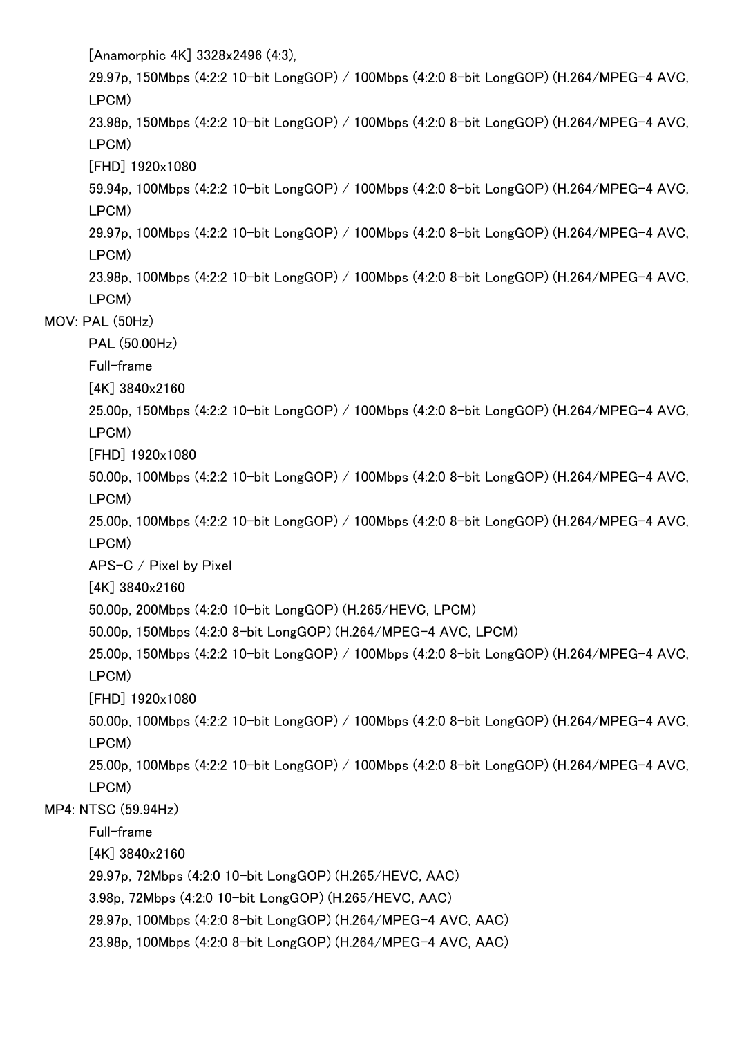[Anamorphic 4K] 3328x2496 (4:3),

29.97p, 150Mbps (4:2:2 10-bit LongGOP) / 100Mbps (4:2:0 8-bit LongGOP) (H.264/MPEG-4 AVC, LPCM)

23.98p, 150Mbps (4:2:2 10-bit LongGOP) / 100Mbps (4:2:0 8-bit LongGOP) (H.264/MPEG-4 AVC, LPCM)

[FHD] 1920x1080

59.94p, 100Mbps (4:2:2 10-bit LongGOP) / 100Mbps (4:2:0 8-bit LongGOP) (H.264/MPEG-4 AVC, LPCM)

29.97p, 100Mbps (4:2:2 10-bit LongGOP) / 100Mbps (4:2:0 8-bit LongGOP) (H.264/MPEG-4 AVC, LPCM)

23.98p, 100Mbps (4:2:2 10-bit LongGOP) / 100Mbps (4:2:0 8-bit LongGOP) (H.264/MPEG-4 AVC, LPCM)

MOV: PAL (50Hz)

PAL (50.00Hz)

Full-frame

[4K] 3840x2160

25.00p, 150Mbps (4:2:2 10-bit LongGOP) / 100Mbps (4:2:0 8-bit LongGOP) (H.264/MPEG-4 AVC, LPCM)

[FHD] 1920x1080

50.00p, 100Mbps (4:2:2 10-bit LongGOP) / 100Mbps (4:2:0 8-bit LongGOP) (H.264/MPEG-4 AVC, LPCM)

25.00p, 100Mbps (4:2:2 10-bit LongGOP) / 100Mbps (4:2:0 8-bit LongGOP) (H.264/MPEG-4 AVC, LPCM)

APS-C / Pixel by Pixel

[4K] 3840x2160

50.00p, 200Mbps (4:2:0 10-bit LongGOP) (H.265/HEVC, LPCM)

50.00p, 150Mbps (4:2:0 8-bit LongGOP) (H.264/MPEG-4 AVC, LPCM)

25.00p, 150Mbps (4:2:2 10-bit LongGOP) / 100Mbps (4:2:0 8-bit LongGOP) (H.264/MPEG-4 AVC, LPCM)

[FHD] 1920x1080

50.00p, 100Mbps (4:2:2 10-bit LongGOP) / 100Mbps (4:2:0 8-bit LongGOP) (H.264/MPEG-4 AVC, LPCM)

25.00p, 100Mbps (4:2:2 10-bit LongGOP) / 100Mbps (4:2:0 8-bit LongGOP) (H.264/MPEG-4 AVC, LPCM)

MP4: NTSC (59.94Hz)

Full-frame

[4K] 3840x2160

29.97p, 72Mbps (4:2:0 10-bit LongGOP) (H.265/HEVC, AAC)

3.98p, 72Mbps (4:2:0 10-bit LongGOP) (H.265/HEVC, AAC)

29.97p, 100Mbps (4:2:0 8-bit LongGOP) (H.264/MPEG-4 AVC, AAC)

23.98p, 100Mbps (4:2:0 8-bit LongGOP) (H.264/MPEG-4 AVC, AAC)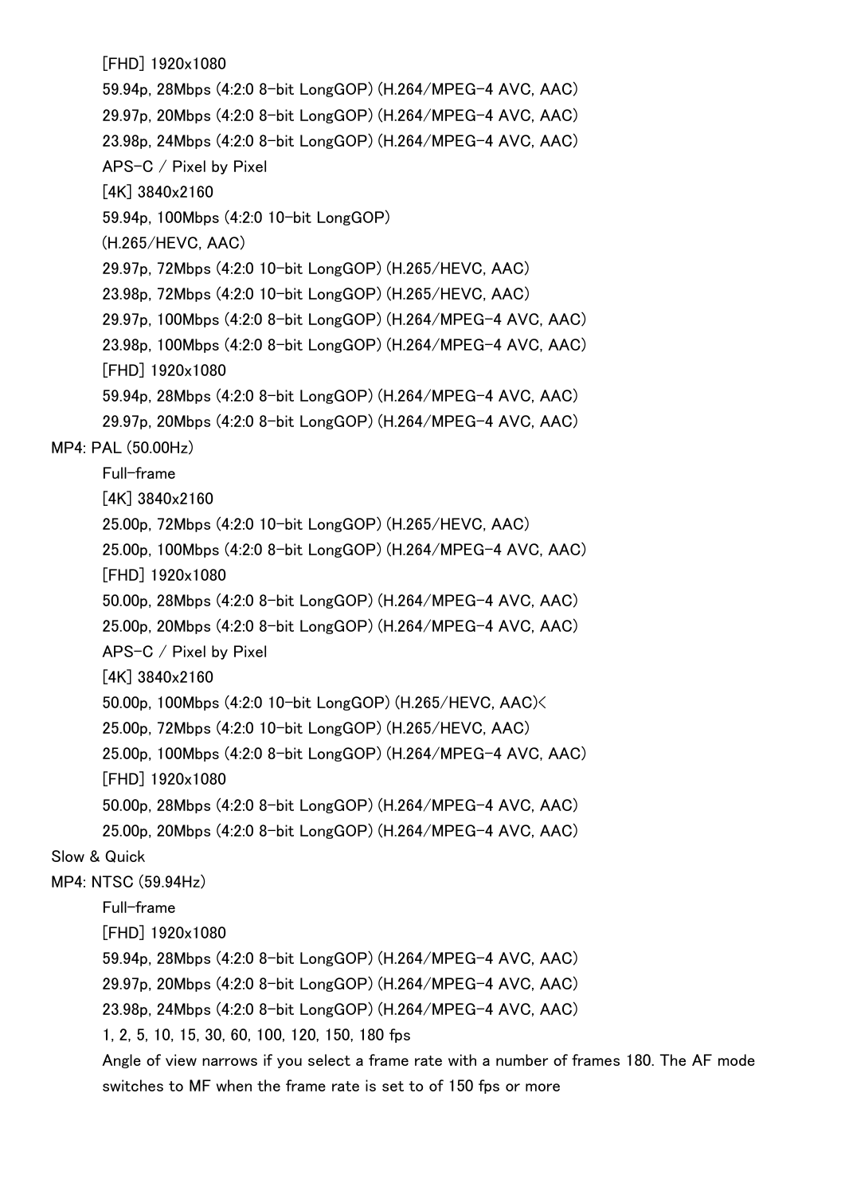[FHD] 1920x1080

59.94p, 28Mbps (4:2:0 8-bit LongGOP) (H.264/MPEG-4 AVC, AAC)

29.97p, 20Mbps (4:2:0 8-bit LongGOP) (H.264/MPEG-4 AVC, AAC)

23.98p, 24Mbps (4:2:0 8-bit LongGOP) (H.264/MPEG-4 AVC, AAC)

APS-C / Pixel by Pixel

[4K] 3840x2160

59.94p, 100Mbps (4:2:0 10-bit LongGOP)
(H.265/HEVC, AAC)

29.97p, 72Mbps (4:2:0 10-bit LongGOP) (H.265/HEVC, AAC)

23.98p, 72Mbps (4:2:0 10-bit LongGOP) (H.265/HEVC, AAC)

29.97p, 100Mbps (4:2:0 8-bit LongGOP) (H.264/MPEG-4 AVC, AAC)

23.98p, 100Mbps (4:2:0 8-bit LongGOP) (H.264/MPEG-4 AVC, AAC)

[FHD] 1920x1080

59.94p, 28Mbps (4:2:0 8-bit LongGOP) (H.264/MPEG-4 AVC, AAC)

29.97p, 20Mbps (4:2:0 8-bit LongGOP) (H.264/MPEG-4 AVC, AAC)

MP4: PAL (50.00Hz)

Full-frame

[4K] 3840x2160

25.00p, 72Mbps (4:2:0 10-bit LongGOP) (H.265/HEVC, AAC)

25.00p, 100Mbps (4:2:0 8-bit LongGOP) (H.264/MPEG-4 AVC, AAC)

[FHD] 1920x1080

50.00p, 28Mbps (4:2:0 8-bit LongGOP) (H.264/MPEG-4 AVC, AAC)

25.00p, 20Mbps (4:2:0 8-bit LongGOP) (H.264/MPEG-4 AVC, AAC)

APS-C / Pixel by Pixel

[4K] 3840x2160

50.00p, 100Mbps (4:2:0 10-bit LongGOP) (H.265/HEVC, AAC)<

25.00p, 72Mbps (4:2:0 10-bit LongGOP) (H.265/HEVC, AAC)

25.00p, 100Mbps (4:2:0 8-bit LongGOP) (H.264/MPEG-4 AVC, AAC)

[FHD] 1920x1080

50.00p, 28Mbps (4:2:0 8-bit LongGOP) (H.264/MPEG-4 AVC, AAC)

25.00p, 20Mbps (4:2:0 8-bit LongGOP) (H.264/MPEG-4 AVC, AAC)

Slow & Quick

MP4: NTSC (59.94Hz)

Full-frame

[FHD] 1920x1080

59.94p, 28Mbps (4:2:0 8-bit LongGOP) (H.264/MPEG-4 AVC, AAC)

29.97p, 20Mbps (4:2:0 8-bit LongGOP) (H.264/MPEG-4 AVC, AAC)

23.98p, 24Mbps (4:2:0 8-bit LongGOP) (H.264/MPEG-4 AVC, AAC)

1, 2, 5, 10, 15, 30, 60, 100, 120, 150, 180 fps

Angle of view narrows if you select a frame rate with a number of frames 180. The AF mode switches to MF when the frame rate is set to of 150 fps or more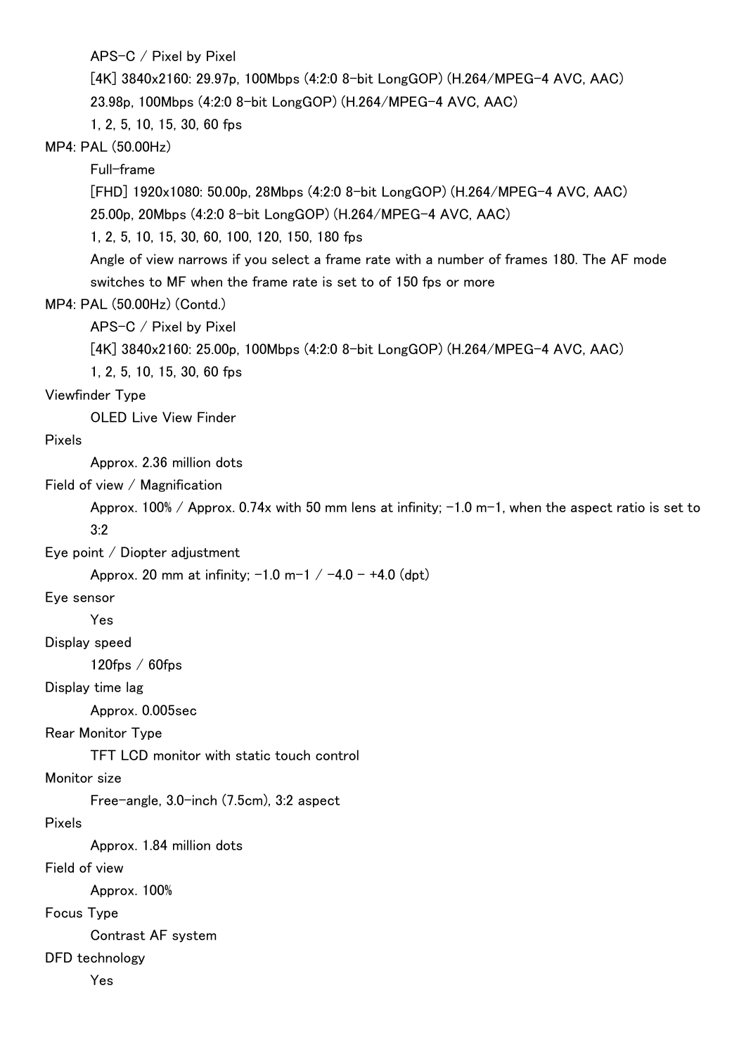APS-C / Pixel by Pixel

[4K] 3840x2160: 29.97p, 100Mbps (4:2:0 8-bit LongGOP) (H.264/MPEG-4 AVC, AAC)

23.98p, 100Mbps (4:2:0 8-bit LongGOP) (H.264/MPEG-4 AVC, AAC)

1, 2, 5, 10, 15, 30, 60 fps

MP4: PAL (50.00Hz)

Full-frame

[FHD] 1920x1080: 50.00p, 28Mbps (4:2:0 8-bit LongGOP) (H.264/MPEG-4 AVC, AAC)

25.00p, 20Mbps (4:2:0 8-bit LongGOP) (H.264/MPEG-4 AVC, AAC)

1, 2, 5, 10, 15, 30, 60, 100, 120, 150, 180 fps

Angle of view narrows if you select a frame rate with a number of frames 180. The AF mode switches to MF when the frame rate is set to of 150 fps or more

MP4: PAL (50.00Hz) (Contd.)

APS-C / Pixel by Pixel

[4K] 3840x2160: 25.00p, 100Mbps (4:2:0 8-bit LongGOP) (H.264/MPEG-4 AVC, AAC)

1, 2, 5, 10, 15, 30, 60 fps

Viewfinder Type

OLED Live View Finder

Pixels

Approx. 2.36 million dots

Field of view / Magnification

Approx. 100% / Approx. 0.74x with 50 mm lens at infinity; $-1.0$ $m^{-1}$, when the aspect ratio is set to 3:2

Eye point / Diopter adjustment

Approx. 20 mm at infinity; $-1.0$ $m^{-1}$ / $-4.0$ – $+4.0$ (dpt)

Eye sensor

Yes

Display speed

120fps / 60fps

Display time lag

Approx. 0.005sec

Rear Monitor Type

TFT LCD monitor with static touch control

Monitor size

Free-angle, 3.0-inch (7.5cm), 3:2 aspect

Pixels

Approx. 1.84 million dots

Field of view

Approx. 100%

Focus Type

Contrast AF system

DFD technology

Yes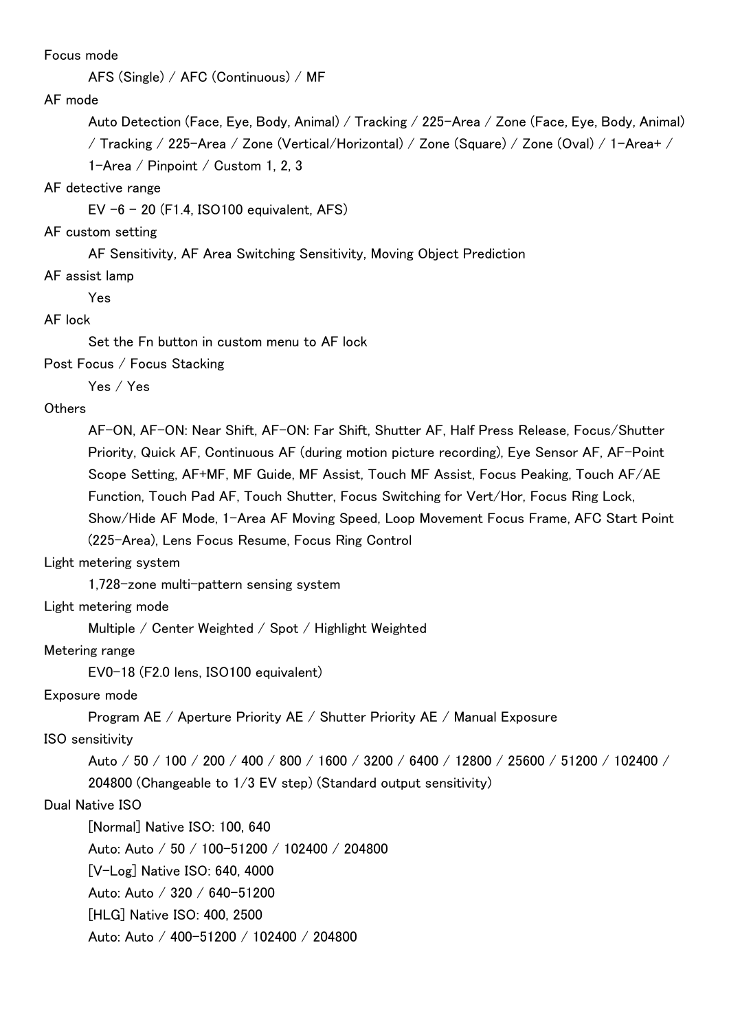Focus mode

AFS (Single) / AFC (Continuous) / MF

AF mode

Auto Detection (Face, Eye, Body, Animal) / Tracking / 225-Area / Zone (Face, Eye, Body, Animal) / Tracking / 225-Area / Zone (Vertical/Horizontal) / Zone (Square) / Zone (Oval) / 1-Area+ / 1-Area / Pinpoint / Custom 1, 2, 3

AF detective range

EV -6 - 20 (F1.4, ISO100 equivalent, AFS)

AF custom setting

AF Sensitivity, AF Area Switching Sensitivity, Moving Object Prediction

AF assist lamp

Yes

AF lock

Set the Fn button in custom menu to AF lock

Post Focus / Focus Stacking

Yes / Yes

Others

AF-ON, AF-ON: Near Shift, AF-ON: Far Shift, Shutter AF, Half Press Release, Focus/Shutter Priority, Quick AF, Continuous AF (during motion picture recording), Eye Sensor AF, AF-Point Scope Setting, AF+MF, MF Guide, MF Assist, Touch MF Assist, Focus Peaking, Touch AF/AE Function, Touch Pad AF, Touch Shutter, Focus Switching for Vert/Hor, Focus Ring Lock, Show/Hide AF Mode, 1-Area AF Moving Speed, Loop Movement Focus Frame, AFC Start Point (225-Area), Lens Focus Resume, Focus Ring Control

Light metering system

1,728-zone multi-pattern sensing system

Light metering mode

Multiple / Center Weighted / Spot / Highlight Weighted

Metering range

EV0-18 (F2.0 lens, ISO100 equivalent)

Exposure mode

Program AE / Aperture Priority AE / Shutter Priority AE / Manual Exposure

ISO sensitivity

Auto / 50 / 100 / 200 / 400 / 800 / 1600 / 3200 / 6400 / 12800 / 25600 / 51200 / 102400 / 204800 (Changeable to 1/3 EV step) (Standard output sensitivity)

Dual Native ISO

[Normal] Native ISO: 100, 640

Auto: Auto / 50 / 100-51200 / 102400 / 204800

[V-Log] Native ISO: 640, 4000

Auto: Auto / 320 / 640-51200

[HLG] Native ISO: 400, 2500

Auto: Auto / 400-51200 / 102400 / 204800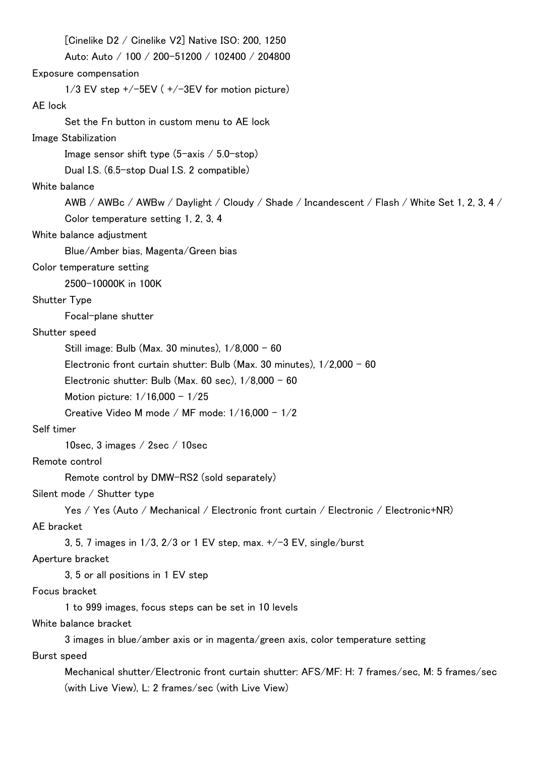[Cinelike D2 / Cinelike V2] Native ISO: 200, 1250

Auto: Auto / 100 / 200-51200 / 102400 / 204800

Exposure compensation

1/3 EV step +/-5EV ( +/-3EV for motion picture)

AE lock

Set the Fn button in custom menu to AE lock

Image Stabilization

Image sensor shift type (5-axis / 5.0-stop)

Dual I.S. (6.5-stop Dual I.S. 2 compatible)

White balance

AWB / AWBc / AWBw / Daylight / Cloudy / Shade / Incandescent / Flash / White Set 1, 2, 3, 4 / Color temperature setting 1, 2, 3, 4

White balance adjustment

Blue/Amber bias, Magenta/Green bias

Color temperature setting

2500-10000K in 100K

Shutter Type

Focal-plane shutter

Shutter speed

Still image: Bulb (Max. 30 minutes), 1/8,000 - 60

Electronic front curtain shutter: Bulb (Max. 30 minutes), 1/2,000 - 60

Electronic shutter: Bulb (Max. 60 sec), 1/8,000 - 60

Motion picture: 1/16,000 - 1/25

Creative Video M mode / MF mode: 1/16,000 - 1/2

Self timer

10sec, 3 images / 2sec / 10sec

Remote control

Remote control by DMW-RS2 (sold separately)

Silent mode / Shutter type

Yes / Yes (Auto / Mechanical / Electronic front curtain / Electronic / Electronic+NR)

AE bracket

3, 5, 7 images in 1/3, 2/3 or 1 EV step, max. +/-3 EV, single/burst

Aperture bracket

3, 5 or all positions in 1 EV step

Focus bracket

1 to 999 images, focus steps can be set in 10 levels

White balance bracket

3 images in blue/amber axis or in magenta/green axis, color temperature setting

Burst speed

Mechanical shutter/Electronic front curtain shutter: AFS/MF: H: 7 frames/sec, M: 5 frames/sec (with Live View), L: 2 frames/sec (with Live View)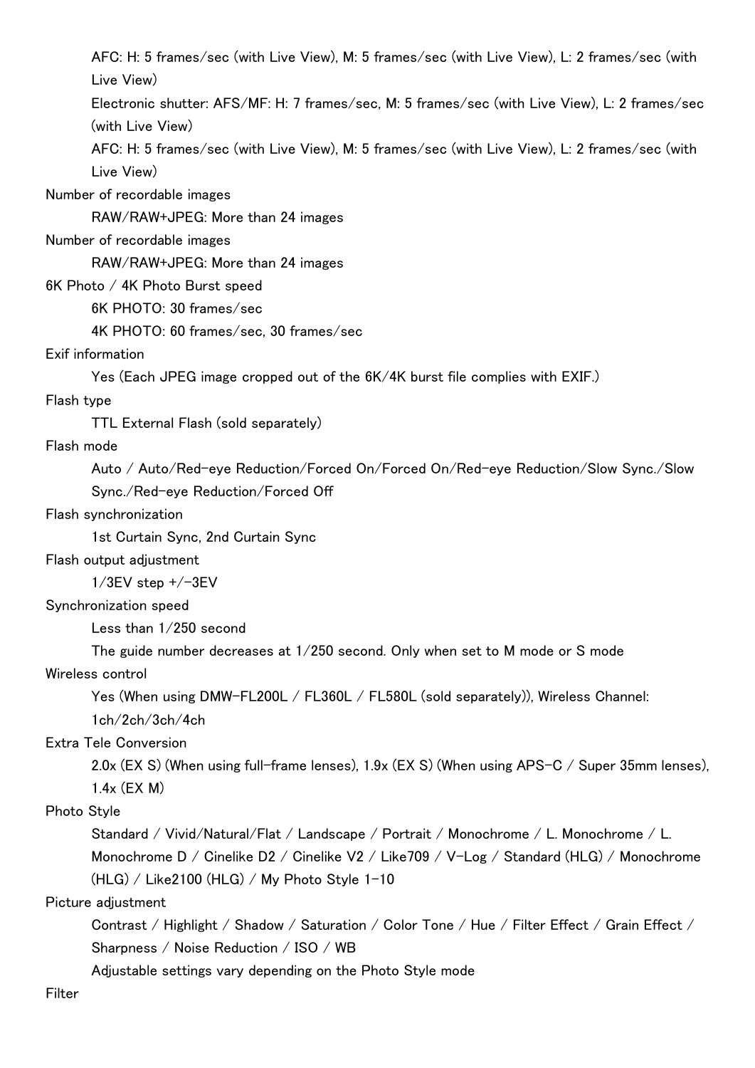AFC: H: 5 frames/sec (with Live View), M: 5 frames/sec (with Live View), L: 2 frames/sec (with Live View)

Electronic shutter: AFS/MF: H: 7 frames/sec, M: 5 frames/sec (with Live View), L: 2 frames/sec (with Live View)

AFC: H: 5 frames/sec (with Live View), M: 5 frames/sec (with Live View), L: 2 frames/sec (with Live View)

Number of recordable images

RAW/RAW+JPEG: More than 24 images

Number of recordable images

RAW/RAW+JPEG: More than 24 images

6K Photo / 4K Photo Burst speed

6K PHOTO: 30 frames/sec

4K PHOTO: 60 frames/sec, 30 frames/sec

Exif information

Yes (Each JPEG image cropped out of the 6K/4K burst file complies with EXIF.)

Flash type

TTL External Flash (sold separately)

Flash mode

Auto / Auto/Red-eye Reduction/Forced On/Forced On/Red-eye Reduction/Slow Sync./Slow Sync./Red-eye Reduction/Forced Off

Flash synchronization

1st Curtain Sync, 2nd Curtain Sync

Flash output adjustment

1/3EV step +/-3EV

Synchronization speed

Less than 1/250 second

The guide number decreases at 1/250 second. Only when set to M mode or S mode

Wireless control

Yes (When using DMW-FL200L / FL360L / FL580L (sold separately)), Wireless Channel: 1ch/2ch/3ch/4ch

Extra Tele Conversion

2.0x (EX S) (When using full-frame lenses), 1.9x (EX S) (When using APS-C / Super 35mm lenses), 1.4x (EX M)

Photo Style

Standard / Vivid/Natural/Flat / Landscape / Portrait / Monochrome / L. Monochrome / L. Monochrome D / Cinelike D2 / Cinelike V2 / Like709 / V-Log / Standard (HLG) / Monochrome (HLG) / Like2100 (HLG) / My Photo Style 1-10

Picture adjustment

Contrast / Highlight / Shadow / Saturation / Color Tone / Hue / Filter Effect / Grain Effect / Sharpness / Noise Reduction / ISO / WB

Adjustable settings vary depending on the Photo Style mode

Filter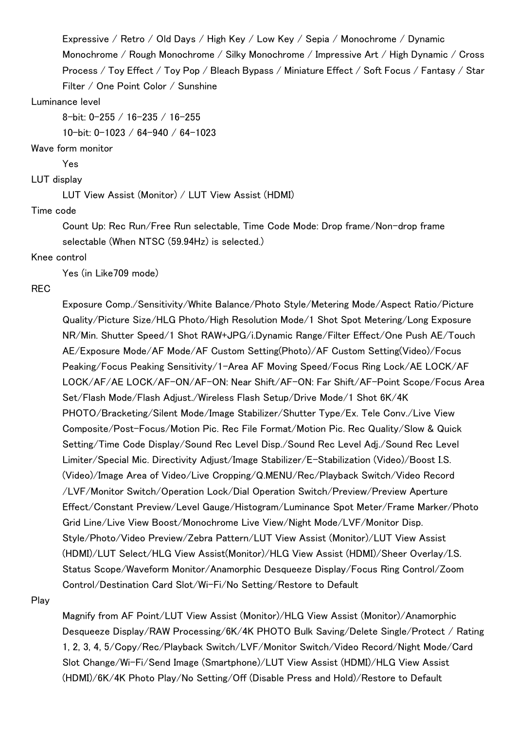Expressive / Retro / Old Days / High Key / Low Key / Sepia / Monochrome / Dynamic Monochrome / Rough Monochrome / Silky Monochrome / Impressive Art / High Dynamic / Cross Process / Toy Effect / Toy Pop / Bleach Bypass / Miniature Effect / Soft Focus / Fantasy / Star Filter / One Point Color / Sunshine

Luminance level

8-bit: 0-255 / 16-235 / 16-255

10-bit: 0-1023 / 64-940 / 64-1023

Wave form monitor

Yes

LUT display

LUT View Assist (Monitor) / LUT View Assist (HDMI)

Time code

Count Up: Rec Run/Free Run selectable, Time Code Mode: Drop frame/Non-drop frame selectable (When NTSC (59.94Hz) is selected.)

Knee control

Yes (in Like709 mode)

REC

Exposure Comp./Sensitivity/White Balance/Photo Style/Metering Mode/Aspect Ratio/Picture Quality/Picture Size/HLG Photo/High Resolution Mode/1 Shot Spot Metering/Long Exposure NR/Min. Shutter Speed/1 Shot RAW+JPG/i.Dynamic Range/Filter Effect/One Push AE/Touch AE/Exposure Mode/AF Mode/AF Custom Setting(Photo)/AF Custom Setting(Video)/Focus Peaking/Focus Peaking Sensitivity/1-Area AF Moving Speed/Focus Ring Lock/AE LOCK/AF LOCK/AF/AE LOCK/AF-ON/AF-ON: Near Shift/AF-ON: Far Shift/AF-Point Scope/Focus Area Set/Flash Mode/Flash Adjust./Wireless Flash Setup/Drive Mode/1 Shot 6K/4K PHOTO/Bracketing/Silent Mode/Image Stabilizer/Shutter Type/Ex. Tele Conv./Live View Composite/Post-Focus/Motion Pic. Rec File Format/Motion Pic. Rec Quality/Slow & Quick Setting/Time Code Display/Sound Rec Level Disp./Sound Rec Level Adj./Sound Rec Level Limiter/Special Mic. Directivity Adjust/Image Stabilizer/E-Stabilization (Video)/Boost I.S. (Video)/Image Area of Video/Live Cropping/Q.MENU/Rec/Playback Switch/Video Record /LVF/Monitor Switch/Operation Lock/Dial Operation Switch/Preview/Preview Aperture Effect/Constant Preview/Level Gauge/Histogram/Luminance Spot Meter/Frame Marker/Photo Grid Line/Live View Boost/Monochrome Live View/Night Mode/LVF/Monitor Disp. Style/Photo/Video Preview/Zebra Pattern/LUT View Assist (Monitor)/LUT View Assist (HDMI)/LUT Select/HLG View Assist(Monitor)/HLG View Assist (HDMI)/Sheer Overlay/I.S. Status Scope/Waveform Monitor/Anamorphic Desqueeze Display/Focus Ring Control/Zoom Control/Destination Card Slot/Wi-Fi/No Setting/Restore to Default

Play

Magnify from AF Point/LUT View Assist (Monitor)/HLG View Assist (Monitor)/Anamorphic Desqueeze Display/RAW Processing/6K/4K PHOTO Bulk Saving/Delete Single/Protect / Rating 1, 2, 3, 4, 5/Copy/Rec/Playback Switch/LVF/Monitor Switch/Video Record/Night Mode/Card Slot Change/Wi-Fi/Send Image (Smartphone)/LUT View Assist (HDMI)/HLG View Assist (HDMI)/6K/4K Photo Play/No Setting/Off (Disable Press and Hold)/Restore to Default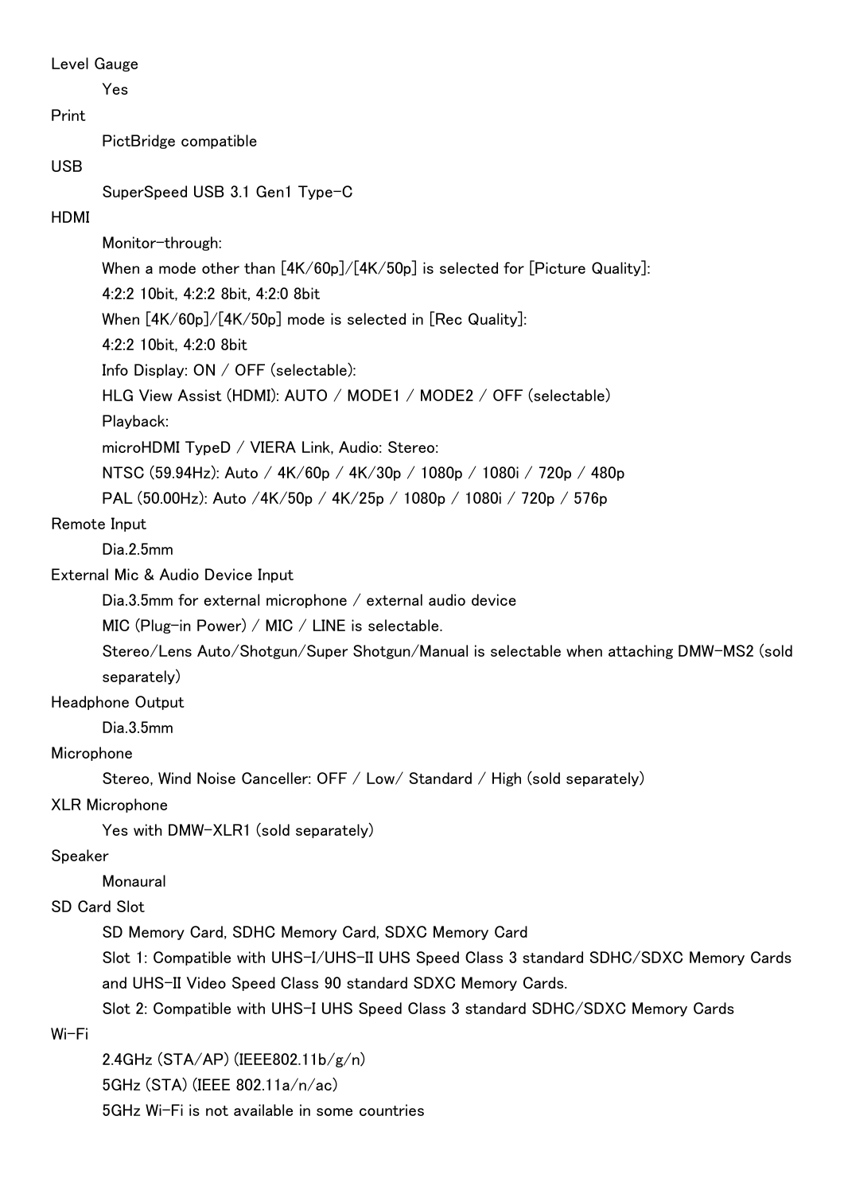Level Gauge

Yes

Print

PictBridge compatible

USB

SuperSpeed USB 3.1 Gen1 Type-C

HDMI

Monitor-through:

When a mode other than [4K/60p]/[4K/50p] is selected for [Picture Quality]:

4:2:2 10bit, 4:2:2 8bit, 4:2:0 8bit

When [4K/60p]/[4K/50p] mode is selected in [Rec Quality]:

4:2:2 10bit, 4:2:0 8bit

Info Display: ON / OFF (selectable):

HLG View Assist (HDMI): AUTO / MODE1 / MODE2 / OFF (selectable)

Playback:

microHDMI TypeD / VIERA Link, Audio: Stereo:

NTSC (59.94Hz): Auto / 4K/60p / 4K/30p / 1080p / 1080i / 720p / 480p

PAL (50.00Hz): Auto /4K/50p / 4K/25p / 1080p / 1080i / 720p / 576p

Remote Input

Dia.2.5mm

External Mic & Audio Device Input

Dia.3.5mm for external microphone / external audio device

MIC (Plug-in Power) / MIC / LINE is selectable.

Stereo/Lens Auto/Shotgun/Super Shotgun/Manual is selectable when attaching DMW-MS2 (sold separately)

Headphone Output

Dia.3.5mm

Microphone

Stereo, Wind Noise Canceller: OFF / Low/ Standard / High (sold separately)

XLR Microphone

Yes with DMW-XLR1 (sold separately)

Speaker

Monaural

SD Card Slot

SD Memory Card, SDHC Memory Card, SDXC Memory Card

Slot 1: Compatible with UHS-I/UHS-II UHS Speed Class 3 standard SDHC/SDXC Memory Cards and UHS-II Video Speed Class 90 standard SDXC Memory Cards.

Slot 2: Compatible with UHS-I UHS Speed Class 3 standard SDHC/SDXC Memory Cards

Wi-Fi

2.4GHz (STA/AP) (IEEE802.11b/g/n)

5GHz (STA) (IEEE 802.11a/n/ac)

5GHz Wi-Fi is not available in some countries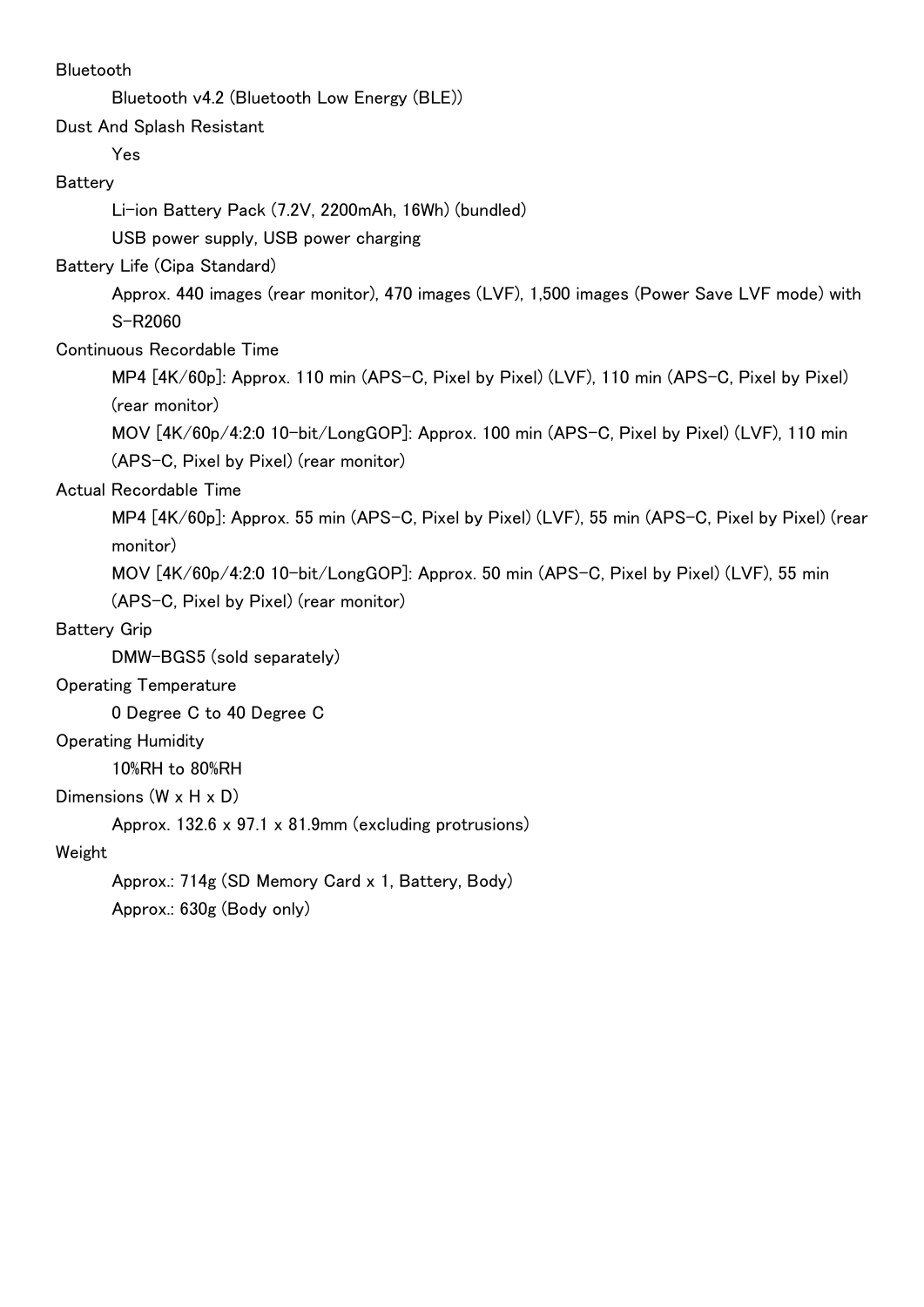Bluetooth

Bluetooth v4.2 (Bluetooth Low Energy (BLE))

Dust And Splash Resistant

Yes

Battery

Li-ion Battery Pack (7.2V, 2200mAh, 16Wh) (bundled)

USB power supply, USB power charging

Battery Life (Cipa Standard)

Approx. 440 images (rear monitor), 470 images (LVF), 1,500 images (Power Save LVF mode) with S-R2060

Continuous Recordable Time

MP4 [4K/60p]: Approx. 110 min (APS-C, Pixel by Pixel) (LVF), 110 min (APS-C, Pixel by Pixel) (rear monitor)

MOV [4K/60p/4:2:0 10-bit/LongGOP]: Approx. 100 min (APS-C, Pixel by Pixel) (LVF), 110 min (APS-C, Pixel by Pixel) (rear monitor)

Actual Recordable Time

MP4 [4K/60p]: Approx. 55 min (APS-C, Pixel by Pixel) (LVF), 55 min (APS-C, Pixel by Pixel) (rear monitor)

MOV [4K/60p/4:2:0 10-bit/LongGOP]: Approx. 50 min (APS-C, Pixel by Pixel) (LVF), 55 min (APS-C, Pixel by Pixel) (rear monitor)

Battery Grip

DMW-BGS5 (sold separately)

Operating Temperature

0 Degree C to 40 Degree C

Operating Humidity

10%RH to 80%RH

Dimensions (W x H x D)

Approx. 132.6 x 97.1 x 81.9mm (excluding protrusions)

Weight

Approx.: 714g (SD Memory Card x 1, Battery, Body)

Approx.: 630g (Body only)